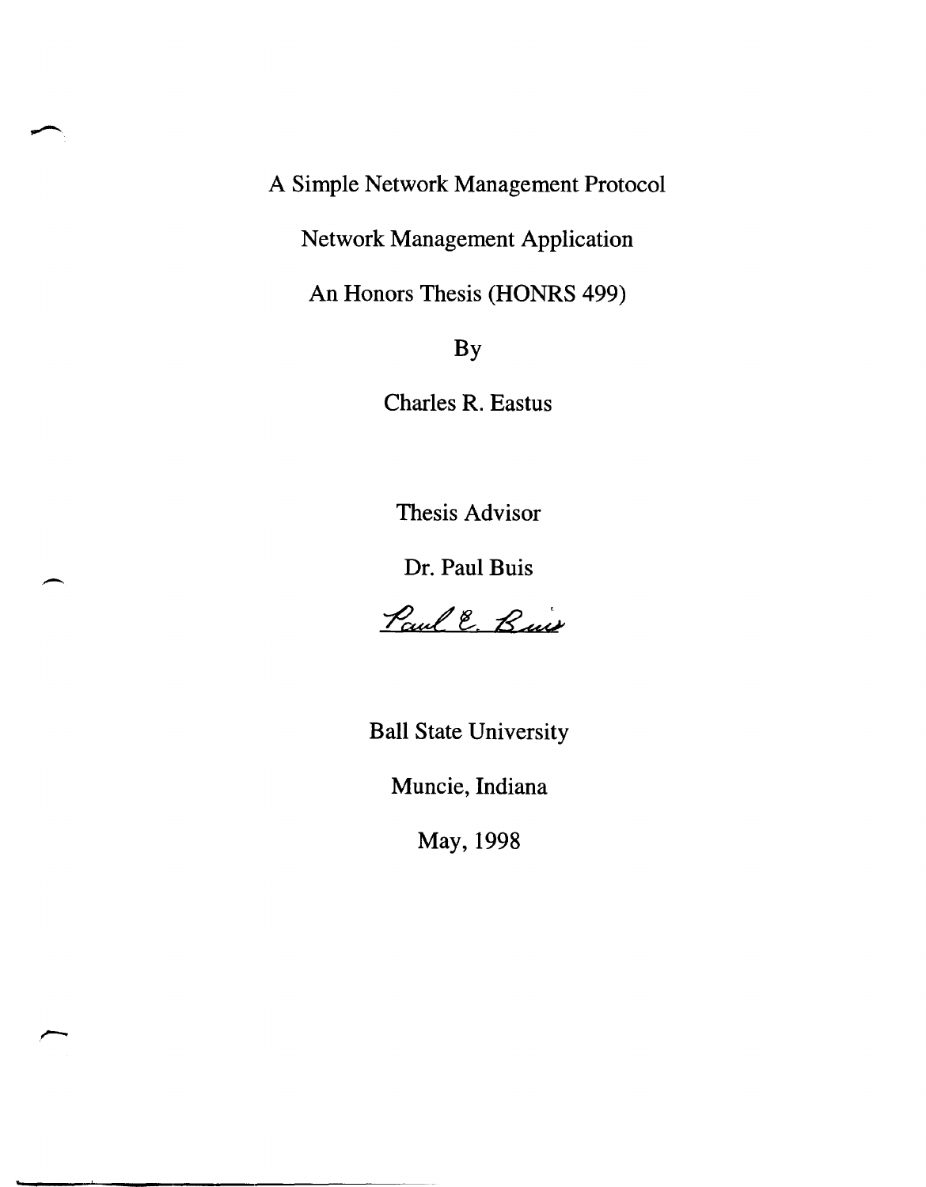# A Simple Network Management Protocol

# Network Management Application

An Honors Thesis (HONRS 499)

By

Charles R. Eastus

Thesis Advisor

Dr. Paul Buis

Paul E. Buis

Ball State University

Muncie, Indiana

May, 1998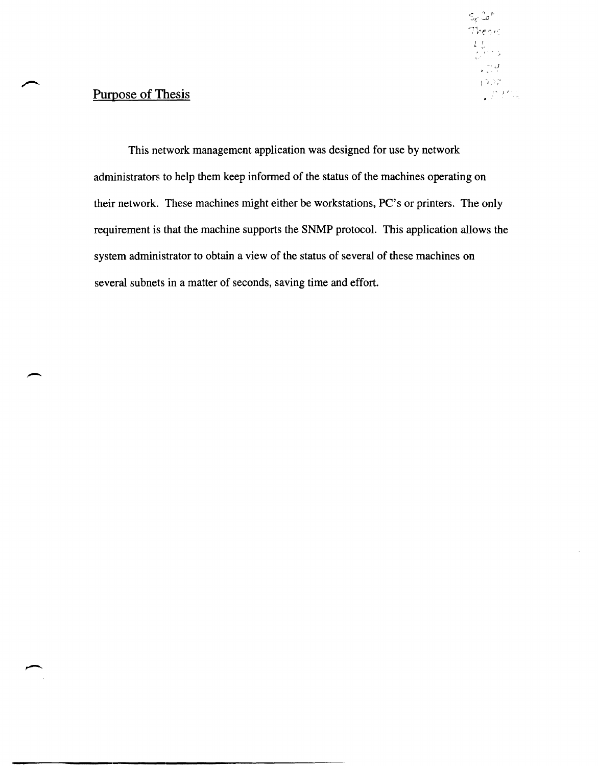## Purpose of Thesis

This network management application was designed for use by network administrators to help them keep informed of the status of the machines operating on their network. These machines might either be workstations, PC's or printers. The only requirement is that the machine supports the SNMP protocol. This application allows the system administrator to obtain a view of the status of several of these machines on several subnets in a matter of seconds, saving time and effort.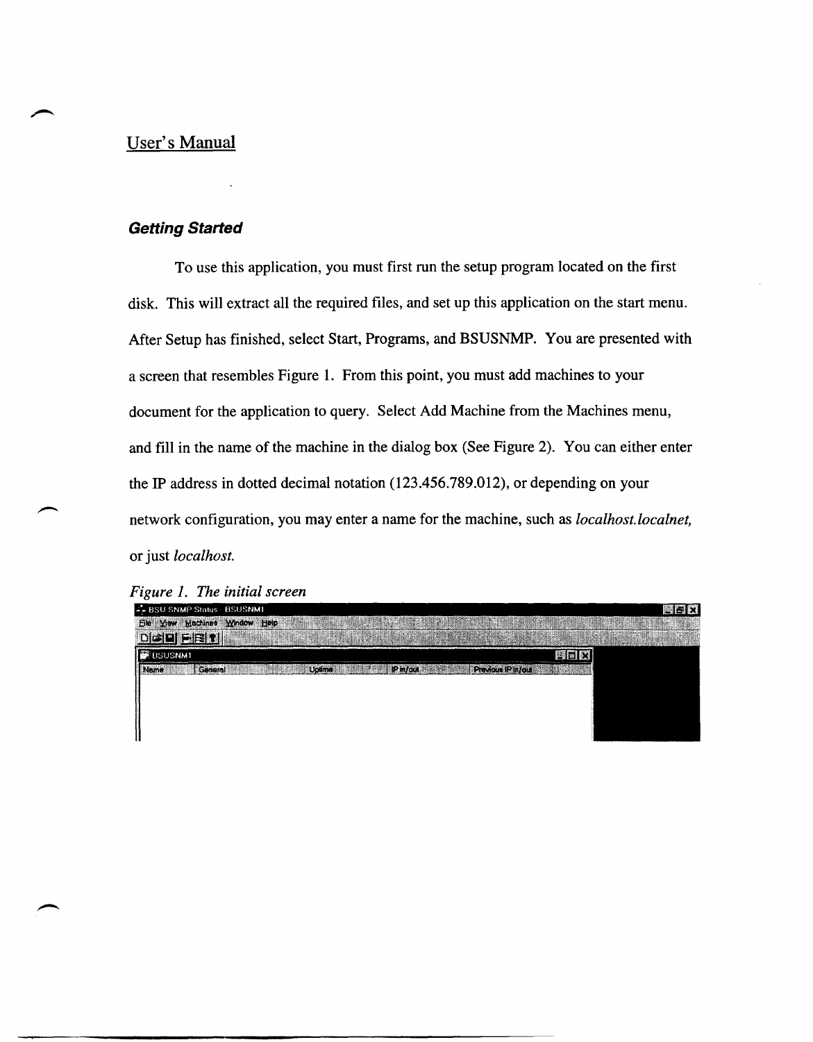User's Manual

### *Getting Started*

To use this application, you must first run the setup program located on the first disk. This will extract all the required files, and set up this application on the start menu. After Setup has finished, select Start, Programs, and BSUSNMP. You are presented with a screen that resembles Figure 1. From this point, you must add machines to your document for the application to query. Select Add Machine from the Machines menu, and fill in the name of the machine in the dialog box (See Figure 2). You can either enter the IP address in dotted decimal notation (123.456.789.012), or depending on your network configuration, you may enter a name for the machine, such as *localhost.localnet,* or just *localhost.*

*Figure 1. The initial screen*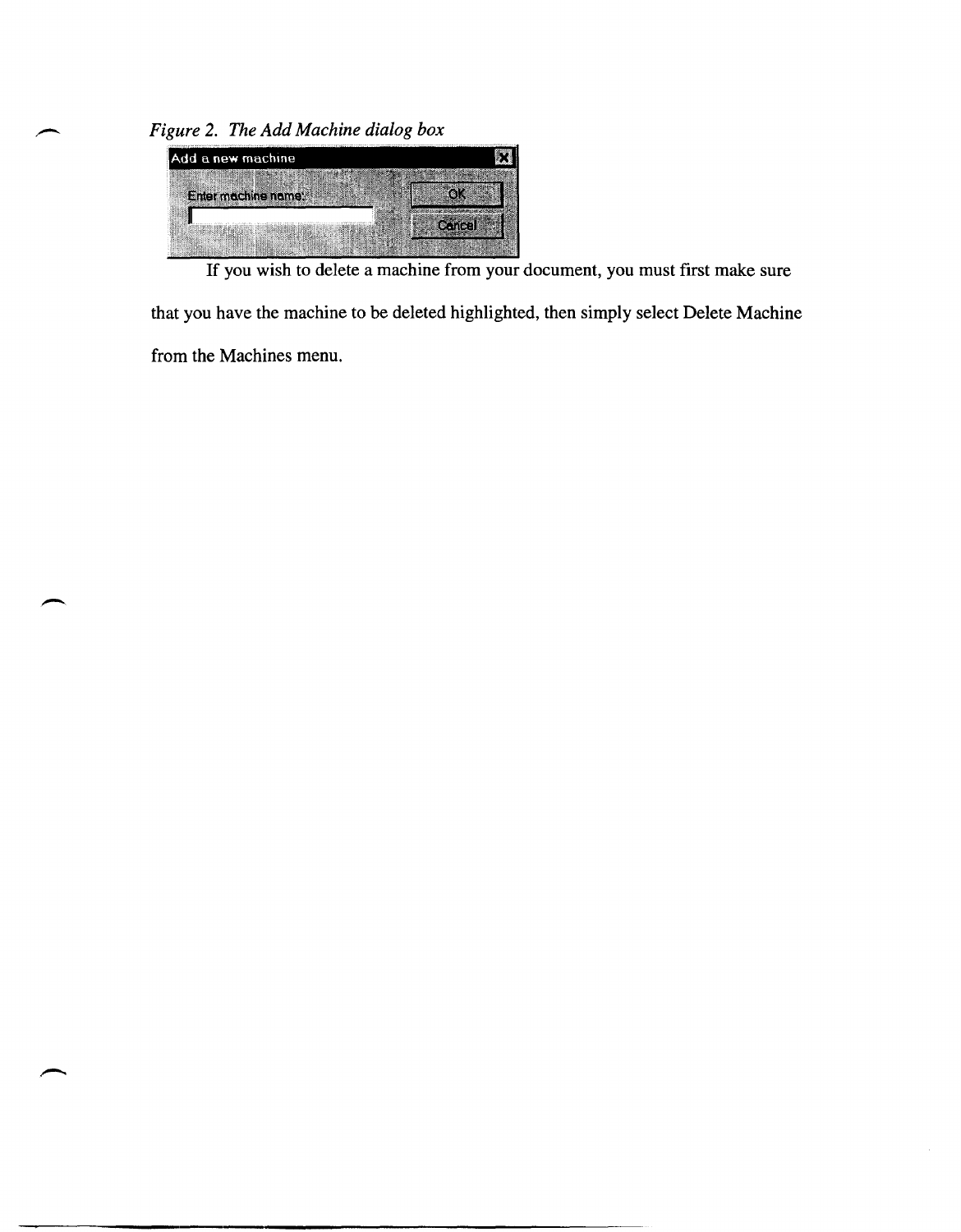*Figure 2. The Add Machine dialog box*

If you wish to delete a machine from your document, you must first make sure that you have the machine to be deleted highlighted, then simply select Delete Machine from the Machines menu.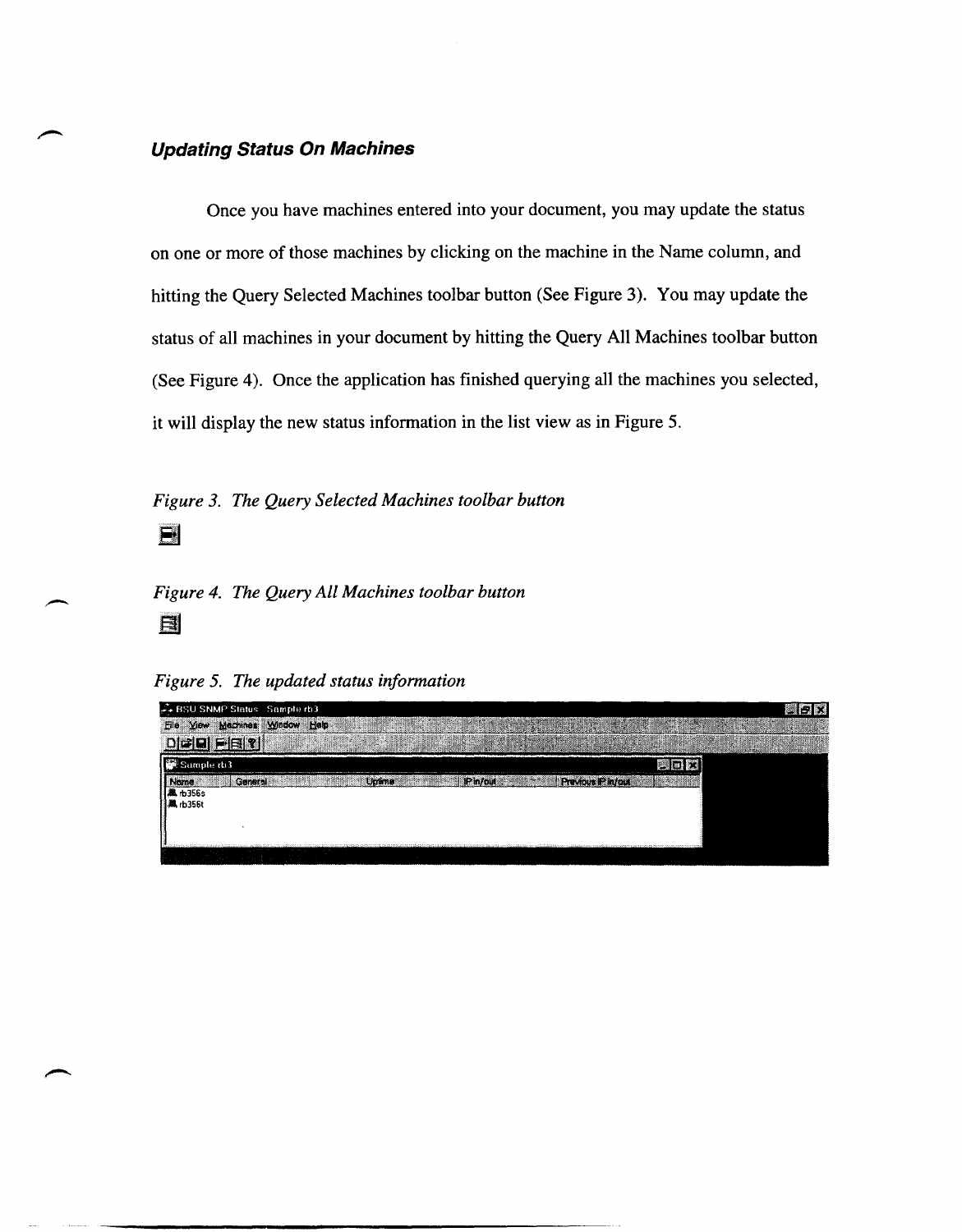### *Updating Status On Machines*

Once you have machines entered into your document, you may update the status on one or more of those machines by clicking on the machine in the Name column, and hitting the Query Selected Machines toolbar button (See Figure 3). You may update the status of all machines in your document by hitting the Query All Machines toolbar button (See Figure 4). Once the application has finished querying all the machines you selected, it will display the new status information in the list view as in Figure 5.

*Figure 3. The Query Selected Machines toolbar button*

*Figure 4. The Query All Machines toolbar button*

*Figure 5. The updated status information*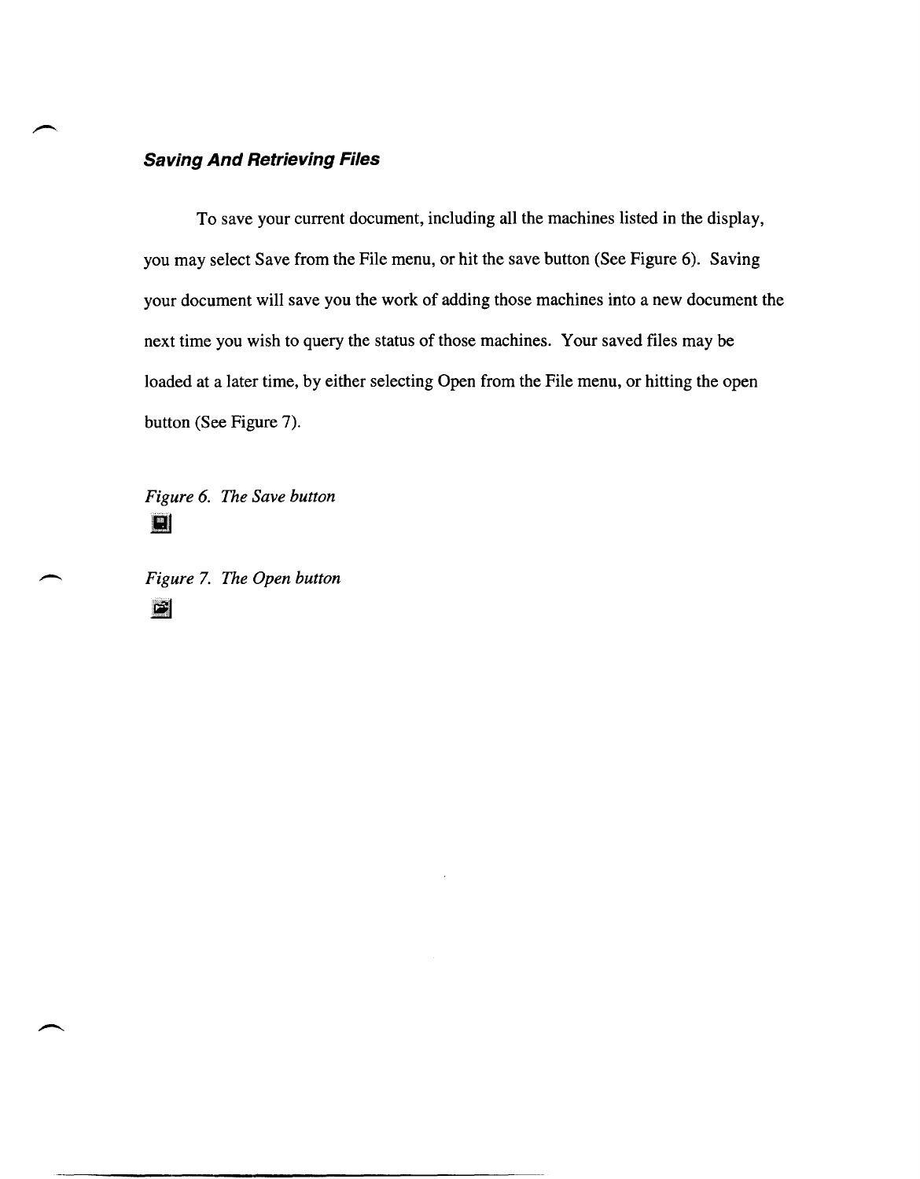### ***Saving And Retrieving Files***

To save your current document, including all the machines listed in the display, you may select Save from the File menu, or hit the save button (See Figure 6). Saving your document will save you the work of adding those machines into a new document the next time you wish to query the status of those machines. Your saved files may be loaded at a later time, by either selecting Open from the File menu, or hitting the open button (See Figure 7).

*Figure 6. The Save button*

*Figure 7. The Open button*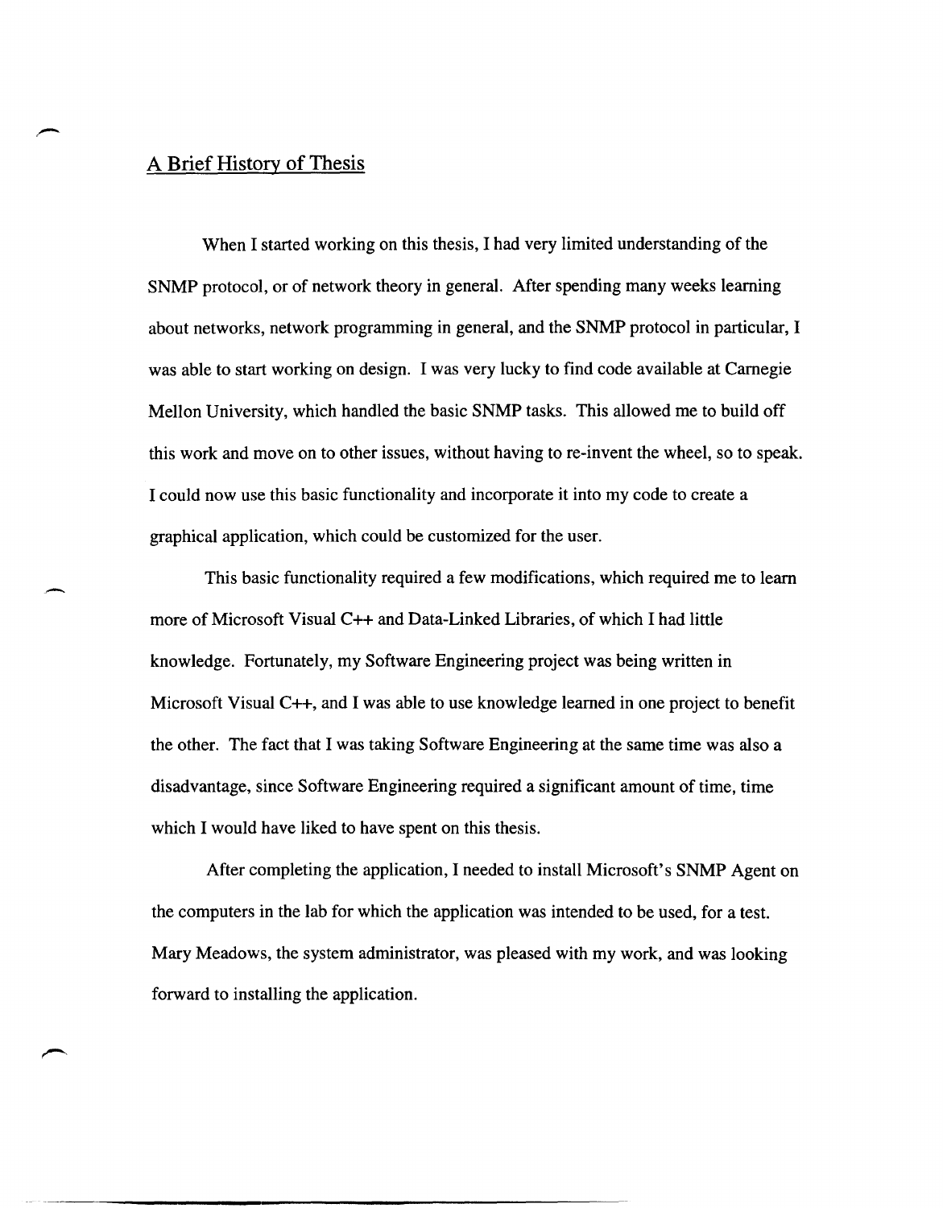## A Brief History of Thesis

When I started working on this thesis, I had very limited understanding of the SNMP protocol, or of network theory in general. After spending many weeks learning about networks, network programming in general, and the SNMP protocol in particular, I was able to start working on design. I was very lucky to find code available at Carnegie Mellon University, which handled the basic SNMP tasks. This allowed me to build off this work and move on to other issues, without having to re-invent the wheel, so to speak. I could now use this basic functionality and incorporate it into my code to create a graphical application, which could be customized for the user.

This basic functionality required a few modifications, which required me to learn more of Microsoft Visual C++ and Data-Linked Libraries, of which I had little knowledge. Fortunately, my Software Engineering project was being written in Microsoft Visual C++, and I was able to use knowledge learned in one project to benefit the other. The fact that I was taking Software Engineering at the same time was also a disadvantage, since Software Engineering required a significant amount of time, time which I would have liked to have spent on this thesis.

After completing the application, I needed to install Microsoft's SNMP Agent on the computers in the lab for which the application was intended to be used, for a test. Mary Meadows, the system administrator, was pleased with my work, and was looking forward to installing the application.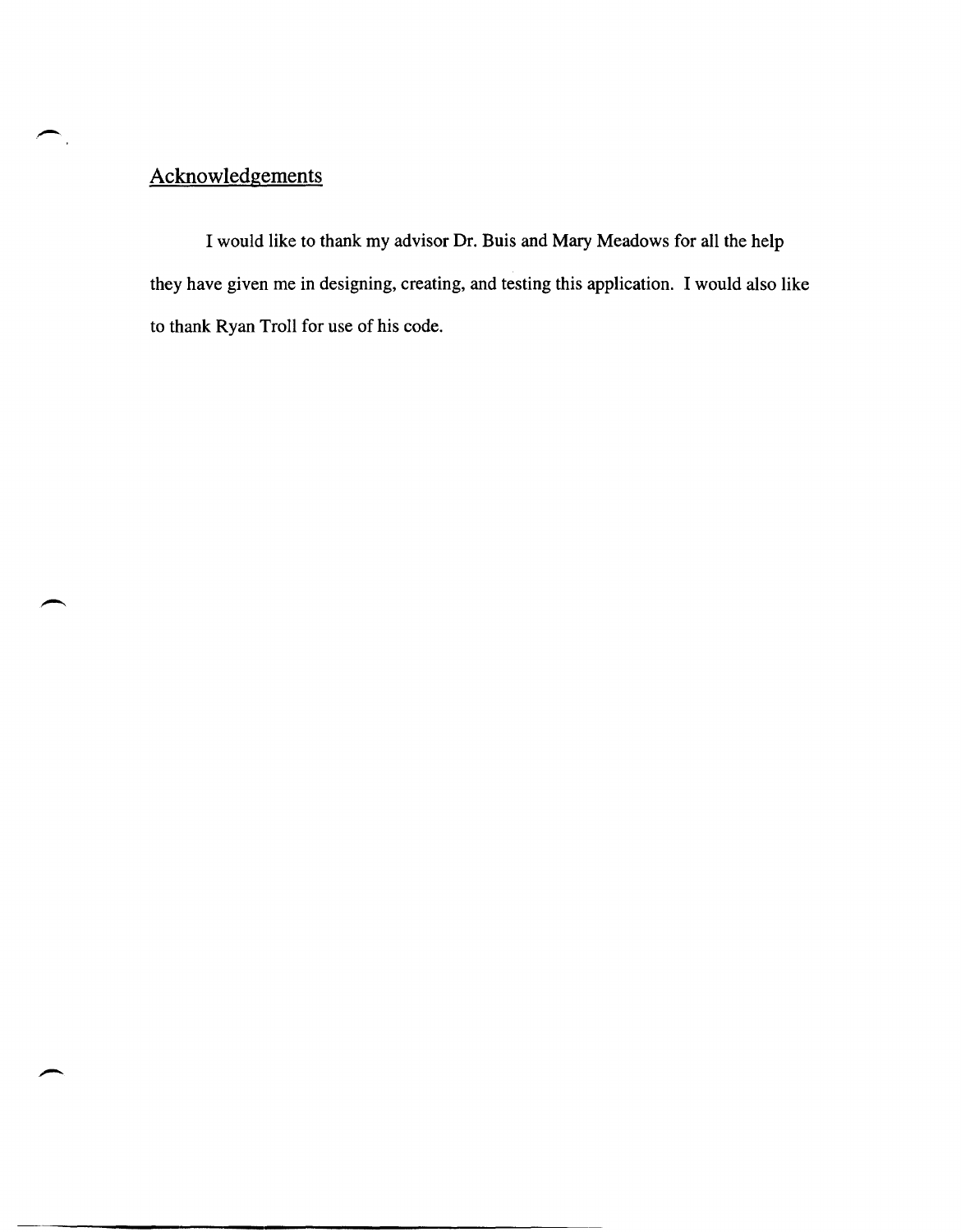## Acknowledgements

I would like to thank my advisor Dr. Buis and Mary Meadows for all the help they have given me in designing, creating, and testing this application. I would also like to thank Ryan Troll for use of his code.